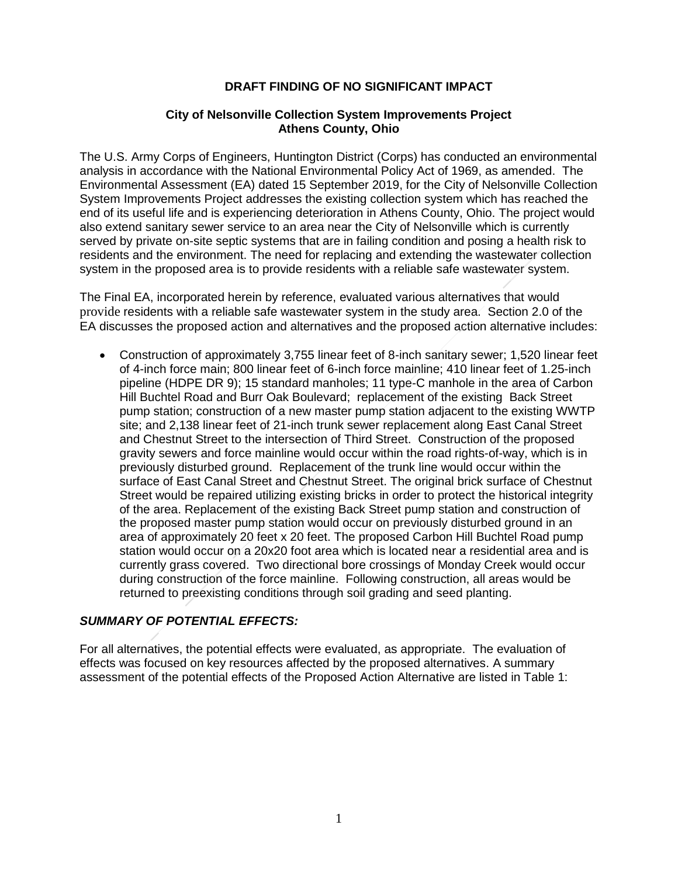## DRAFT FINDING OF NO SIGNIFICANT IMPACT

### City of Nelsonville Collection System Improvements Project Athens County, Ohio

The U.S. Army Corps of Engineers, Huntington District (Corps) has conducted an environmental analysis in accordance with the National Environmental Policy Act of 1969, as amended. The Environmental Assessment (EA) dated 15 September 2019, for the City of Nelsonville Collection System Improvements Project addresses the existing collection system which has reached the end of its useful life and is experiencing deterioration in Athens County, Ohio. The project would also extend sanitary sewer service to an area near the City of Nelsonville which is currently served by private on-site septic systems that are in failing condition and posing a health risk to residents and the environment. The need for replacing and extending the wastewater collection system in the proposed area is to provide residents with a reliable safe wastewater system.

The Final EA, incorporated herein by reference, evaluated various alternatives that would provide residents with a reliable safe wastewater system in the study area. Section 2.0 of the EA discusses the proposed action and alternatives and the proposed action alternative includes:

- Construction of approximately 3,755 linear feet of 8-inch sanitary sewer; 1,520 linear feet of 4-inch force main; 800 linear feet of 6-inch force mainline; 410 linear feet of 1.25-inch pipeline (HDPE DR 9); 15 standard manholes; 11 type-C manhole in the area of Carbon Hill Buchtel Road and Burr Oak Boulevard; replacement of the existing Back Street pump station; construction of a new master pump station adjacent to the existing WWTP site; and 2,138 linear feet of 21-inch trunk sewer replacement along East Canal Street and Chestnut Street to the intersection of Third Street. Construction of the proposed gravity sewers and force mainline would occur within the road rights-of-way, which is in previously disturbed ground. Replacement of the trunk line would occur within the surface of East Canal Street and Chestnut Street. The original brick surface of Chestnut Street would be repaired utilizing existing bricks in order to protect the historical integrity of the area. Replacement of the existing Back Street pump station and construction of the proposed master pump station would occur on previously disturbed ground in an area of approximately 20 feet x 20 feet. The proposed Carbon Hill Buchtel Road pump station would occur on a 20x20 foot area which is located near a residential area and is currently grass covered. Two directional bore crossings of Monday Creek would occur during construction of the force mainline. Following construction, all areas would be returned to preexisting conditions through soil grading and seed planting.

***SUMMARY OF POTENTIAL EFFECTS:***

For all alternatives, the potential effects were evaluated, as appropriate. The evaluation of effects was focused on key resources affected by the proposed alternatives. A summary assessment of the potential effects of the Proposed Action Alternative are listed in Table 1: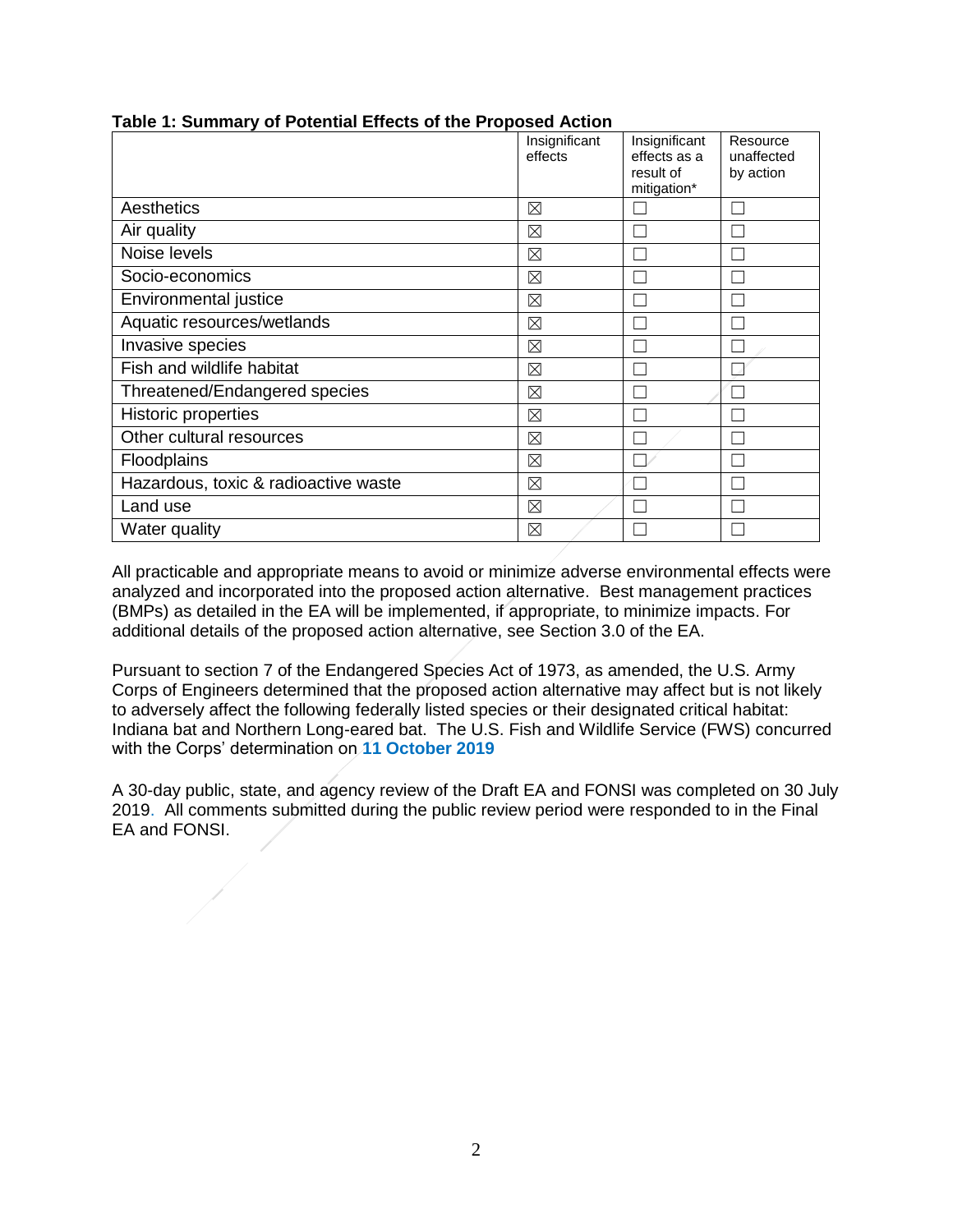**Table 1: Summary of Potential Effects of the Proposed Action**

| | Insignificant effects | Insignificant effects as a result of mitigation* | Resource unaffected by action |
|---|---|---|---|
| Aesthetics | ☒ | ☐ | ☐ |
| Air quality | ☒ | ☐ | ☐ |
| Noise levels | ☒ | ☐ | ☐ |
| Socio-economics | ☒ | ☐ | ☐ |
| Environmental justice | ☒ | ☐ | ☐ |
| Aquatic resources/wetlands | ☒ | ☐ | ☐ |
| Invasive species | ☒ | ☐ | ☐ |
| Fish and wildlife habitat | ☒ | ☐ | ☐ |
| Threatened/Endangered species | ☒ | ☐ | ☐ |
| Historic properties | ☒ | ☐ | ☐ |
| Other cultural resources | ☒ | ☐ | ☐ |
| Floodplains | ☒ | ☐ | ☐ |
| Hazardous, toxic & radioactive waste | ☒ | ☐ | ☐ |
| Land use | ☒ | ☐ | ☐ |
| Water quality | ☒ | ☐ | ☐ |

All practicable and appropriate means to avoid or minimize adverse environmental effects were analyzed and incorporated into the proposed action alternative. Best management practices (BMPs) as detailed in the EA will be implemented, if appropriate, to minimize impacts. For additional details of the proposed action alternative, see Section 3.0 of the EA.

Pursuant to section 7 of the Endangered Species Act of 1973, as amended, the U.S. Army Corps of Engineers determined that the proposed action alternative may affect but is not likely to adversely affect the following federally listed species or their designated critical habitat: Indiana bat and Northern Long-eared bat. The U.S. Fish and Wildlife Service (FWS) concurred with the Corps' determination on **11 October 2019**

A 30-day public, state, and agency review of the Draft EA and FONSI was completed on 30 July 2019. All comments submitted during the public review period were responded to in the Final EA and FONSI.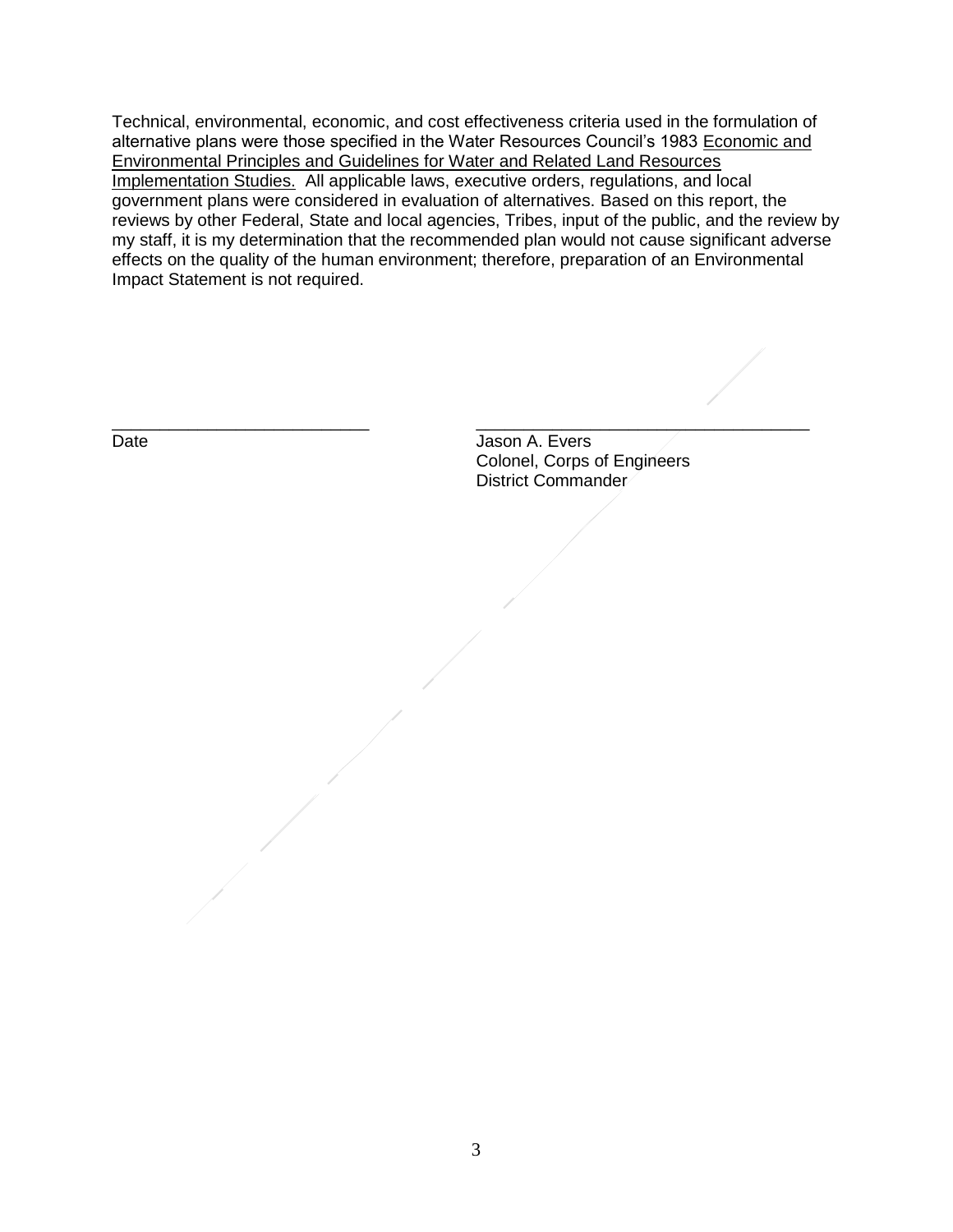Technical, environmental, economic, and cost effectiveness criteria used in the formulation of alternative plans were those specified in the Water Resources Council's 1983 Economic and Environmental Principles and Guidelines for Water and Related Land Resources Implementation Studies. All applicable laws, executive orders, regulations, and local government plans were considered in evaluation of alternatives. Based on this report, the reviews by other Federal, State and local agencies, Tribes, input of the public, and the review by my staff, it is my determination that the recommended plan would not cause significant adverse effects on the quality of the human environment; therefore, preparation of an Environmental Impact Statement is not required.

\_\_\_\_\_\_\_\_\_\_\_\_\_\_\_\_\_\_\_\_\_\_\_\_\_\_\_\_
Date

\_\_\_\_\_\_\_\_\_\_\_\_\_\_\_\_\_\_\_\_\_\_\_\_\_\_\_\_\_\_\_\_\_\_\_\_
Jason A. Evers
Colonel, Corps of Engineers
District Commander